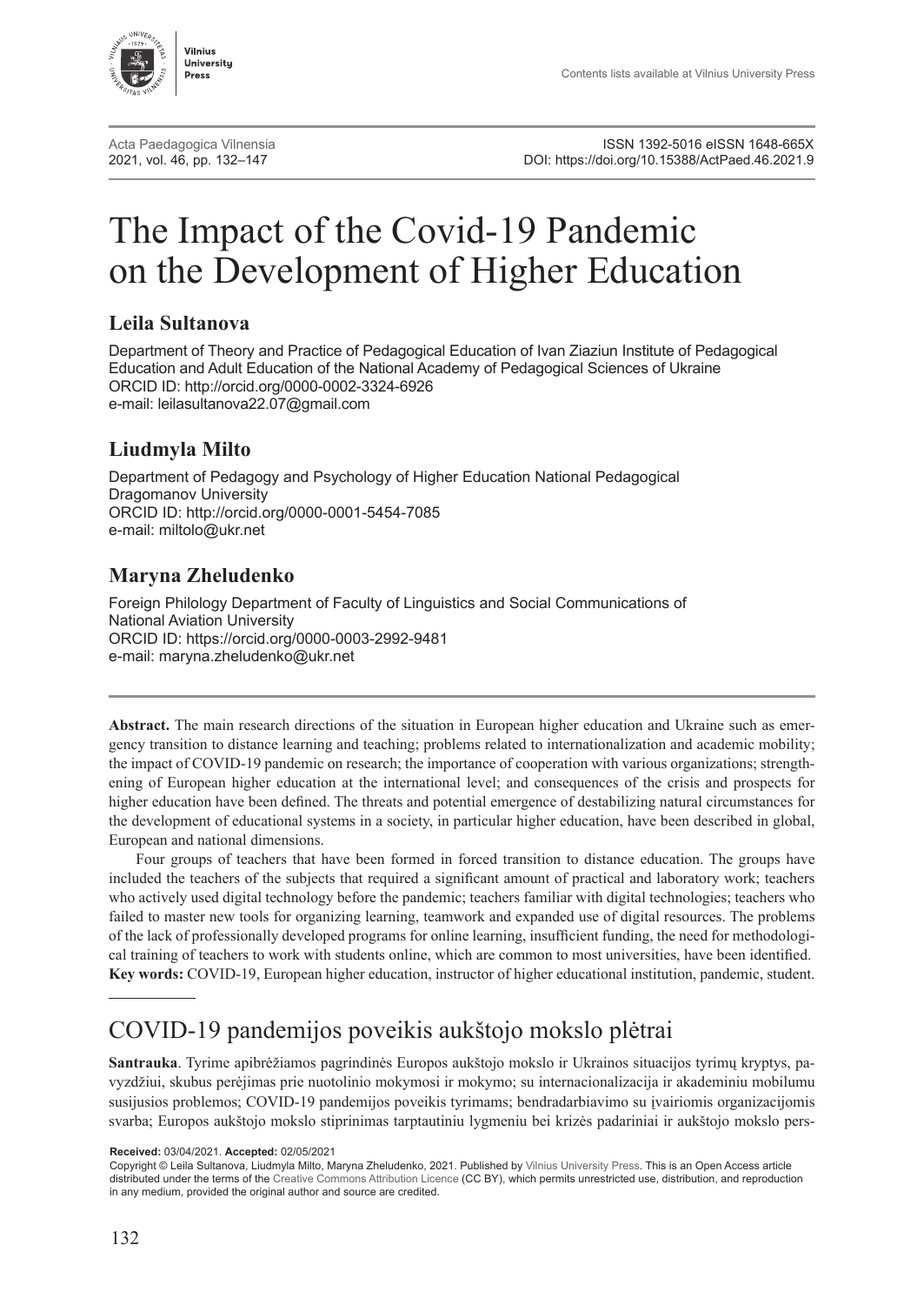Acta Paedagogica Vilnensia
2021, vol. 46, pp. 132–147

ISSN 1392-5016 eISSN 1648-665X
DOI: https://doi.org/10.15388/ActPaed.46.2021.9

# The Impact of the Covid-19 Pandemic on the Development of Higher Education

**Leila Sultanova**

Department of Theory and Practice of Pedagogical Education of Ivan Ziaziun Institute of Pedagogical Education and Adult Education of the National Academy of Pedagogical Sciences of Ukraine
ORCID ID: http://orcid.org/0000-0002-3324-6926
e-mail: leilasultanova22.07@gmail.com

**Liudmyla Milto**

Department of Pedagogy and Psychology of Higher Education National Pedagogical Dragomanov University
ORCID ID: http://orcid.org/0000-0001-5454-7085
e-mail: miltolo@ukr.net

**Maryna Zheludenko**

Foreign Philology Department of Faculty of Linguistics and Social Communications of National Aviation University
ORCID ID: https://orcid.org/0000-0003-2992-9481
e-mail: maryna.zheludenko@ukr.net

**Abstract.** The main research directions of the situation in European higher education and Ukraine such as emergency transition to distance learning and teaching; problems related to internationalization and academic mobility; the impact of COVID-19 pandemic on research; the importance of cooperation with various organizations; strengthening of European higher education at the international level; and consequences of the crisis and prospects for higher education have been defined. The threats and potential emergence of destabilizing natural circumstances for the development of educational systems in a society, in particular higher education, have been described in global, European and national dimensions.

Four groups of teachers that have been formed in forced transition to distance education. The groups have included the teachers of the subjects that required a significant amount of practical and laboratory work; teachers who actively used digital technology before the pandemic; teachers familiar with digital technologies; teachers who failed to master new tools for organizing learning, teamwork and expanded use of digital resources. The problems of the lack of professionally developed programs for online learning, insufficient funding, the need for methodological training of teachers to work with students online, which are common to most universities, have been identified.

**Key words:** COVID-19, European higher education, instructor of higher educational institution, pandemic, student.

## COVID-19 pandemijos poveikis aukštojo mokslo plėtrai

**Santrauka**. Tyrime apibrėžiamos pagrindinės Europos aukštojo mokslo ir Ukrainos situacijos tyrimų kryptys, pavyzdžiui, skubus perėjimas prie nuotolinio mokymosi ir mokymo; su internacionalizacija ir akademiniu mobilumu susijusios problemos; COVID-19 pandemijos poveikis tyrimams; bendradarbiavimo su įvairiomis organizacijomis svarba; Europos aukštojo mokslo stiprinimas tarptautiniu lygmeniu bei krizės padariniai ir aukštojo mokslo pers-

**Received:** 03/04/2021. **Accepted:** 02/05/2021

Copyright © Leila Sultanova, Liudmyla Milto, Maryna Zheludenko, 2021. Published by Vilnius University Press. This is an Open Access article distributed under the terms of the Creative Commons Attribution Licence (CC BY), which permits unrestricted use, distribution, and reproduction in any medium, provided the original author and source are credited.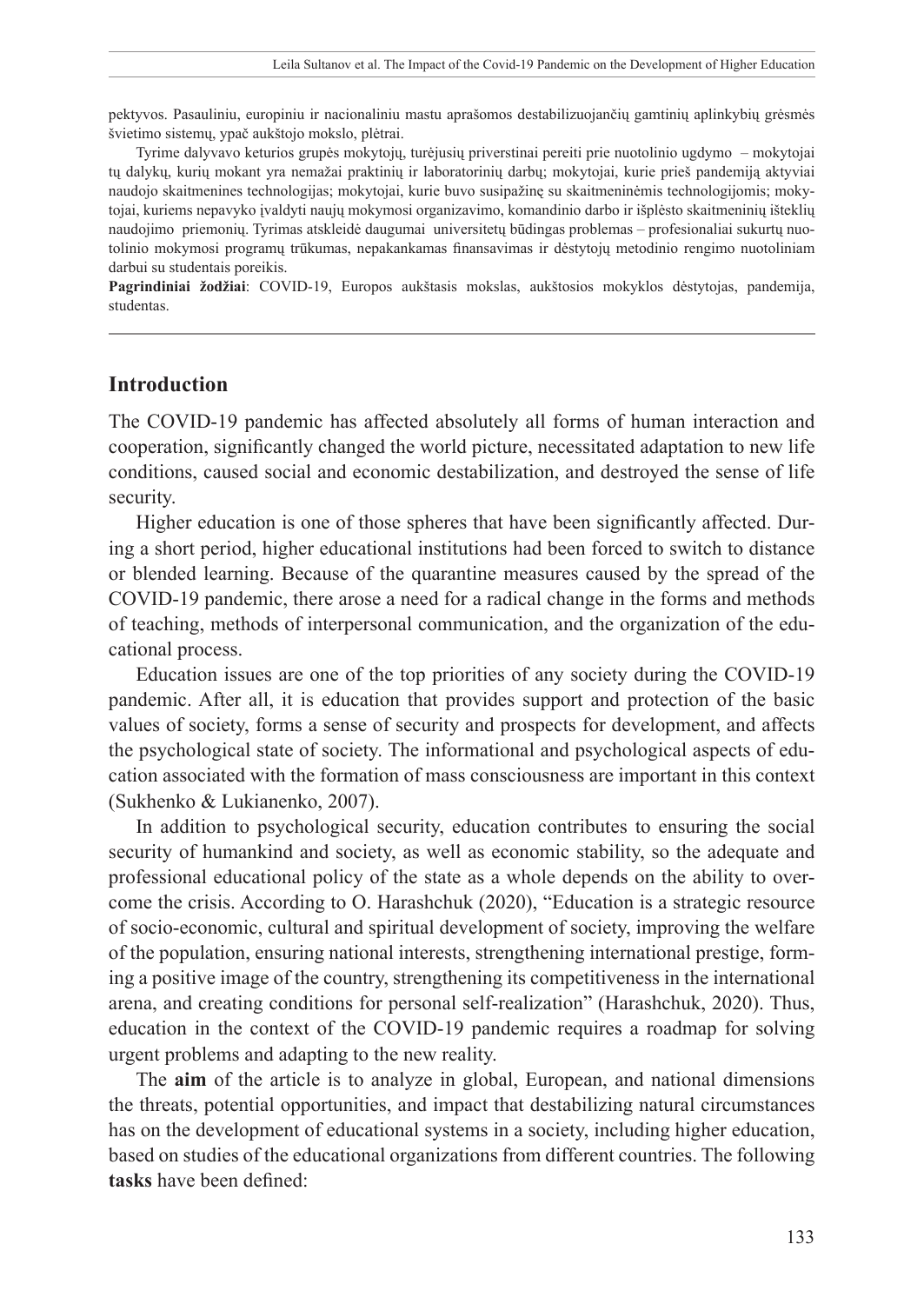pektyvos. Pasauliniu, europiniu ir nacionaliniu mastu aprašomos destabilizuojančių gamtinių aplinkybių grėsmės švietimo sistemų, ypač aukštojo mokslo, plėtrai.

Tyrime dalyvavo keturios grupės mokytojų, turėjusių priverstinai pereiti prie nuotolinio ugdymo – mokytojai tų dalykų, kurių mokant yra nemažai praktinių ir laboratorinių darbų; mokytojai, kurie prieš pandemiją aktyviai naudojo skaitmenines technologijas; mokytojai, kurie buvo susipažinę su skaitmeninėmis technologijomis; mokytojai, kuriems nepavyko įvaldyti naujų mokymosi organizavimo, komandinio darbo ir išplėsto skaitmeninių išteklių naudojimo priemonių. Tyrimas atskleidė daugumai universitetų būdingas problemas – profesionaliai sukurtų nuotolinio mokymosi programų trūkumas, nepakankamas finansavimas ir dėstytojų metodinio rengimo nuotoliniam darbui su studentais poreikis.

**Pagrindiniai žodžiai**: COVID-19, Europos aukštasis mokslas, aukštosios mokyklos dėstytojas, pandemija, studentas.

## Introduction

The COVID-19 pandemic has affected absolutely all forms of human interaction and cooperation, significantly changed the world picture, necessitated adaptation to new life conditions, caused social and economic destabilization, and destroyed the sense of life security.

Higher education is one of those spheres that have been significantly affected. During a short period, higher educational institutions had been forced to switch to distance or blended learning. Because of the quarantine measures caused by the spread of the COVID-19 pandemic, there arose a need for a radical change in the forms and methods of teaching, methods of interpersonal communication, and the organization of the educational process.

Education issues are one of the top priorities of any society during the COVID-19 pandemic. After all, it is education that provides support and protection of the basic values of society, forms a sense of security and prospects for development, and affects the psychological state of society. The informational and psychological aspects of education associated with the formation of mass consciousness are important in this context (Sukhenko & Lukianenko, 2007).

In addition to psychological security, education contributes to ensuring the social security of humankind and society, as well as economic stability, so the adequate and professional educational policy of the state as a whole depends on the ability to overcome the crisis. According to O. Harashchuk (2020), "Education is a strategic resource of socio-economic, cultural and spiritual development of society, improving the welfare of the population, ensuring national interests, strengthening international prestige, forming a positive image of the country, strengthening its competitiveness in the international arena, and creating conditions for personal self-realization" (Harashchuk, 2020). Thus, education in the context of the COVID-19 pandemic requires a roadmap for solving urgent problems and adapting to the new reality.

The **aim** of the article is to analyze in global, European, and national dimensions the threats, potential opportunities, and impact that destabilizing natural circumstances has on the development of educational systems in a society, including higher education, based on studies of the educational organizations from different countries. The following **tasks** have been defined: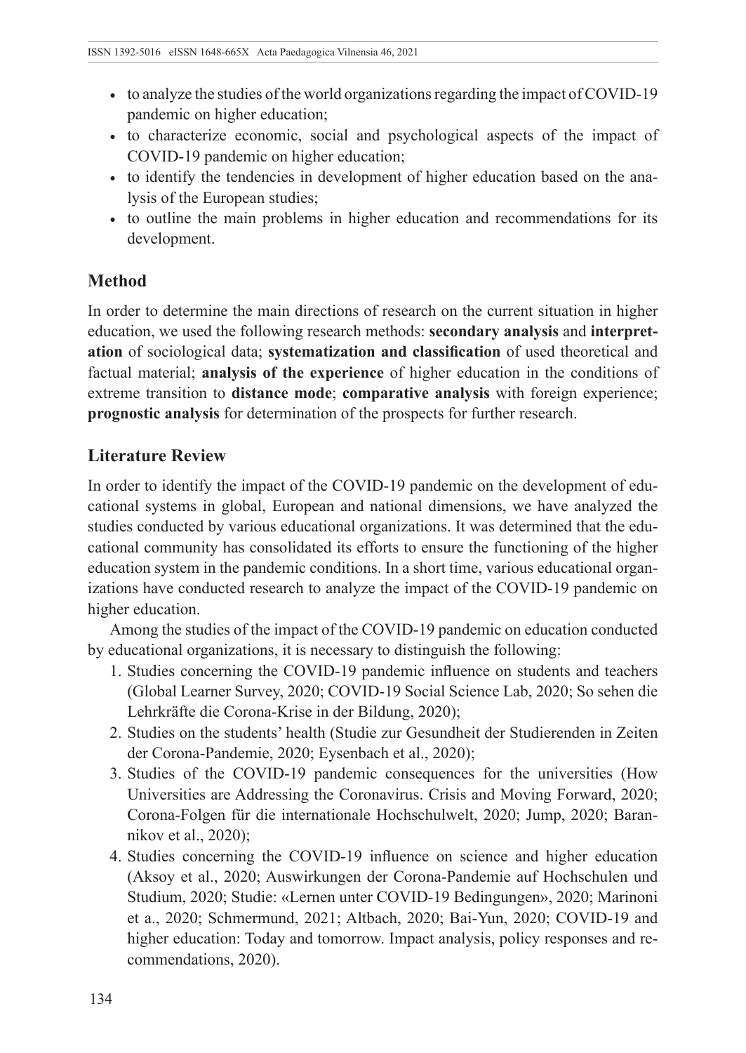- to analyze the studies of the world organizations regarding the impact of COVID-19 pandemic on higher education;
- to characterize economic, social and psychological aspects of the impact of COVID-19 pandemic on higher education;
- to identify the tendencies in development of higher education based on the analysis of the European studies;
- to outline the main problems in higher education and recommendations for its development.

## Method

In order to determine the main directions of research on the current situation in higher education, we used the following research methods: **secondary analysis** and **interpretation** of sociological data; **systematization and classification** of used theoretical and factual material; **analysis of the experience** of higher education in the conditions of extreme transition to **distance mode**; **comparative analysis** with foreign experience; **prognostic analysis** for determination of the prospects for further research.

## Literature Review

In order to identify the impact of the COVID-19 pandemic on the development of educational systems in global, European and national dimensions, we have analyzed the studies conducted by various educational organizations. It was determined that the educational community has consolidated its efforts to ensure the functioning of the higher education system in the pandemic conditions. In a short time, various educational organizations have conducted research to analyze the impact of the COVID-19 pandemic on higher education.

Among the studies of the impact of the COVID-19 pandemic on education conducted by educational organizations, it is necessary to distinguish the following:

1. Studies concerning the COVID-19 pandemic influence on students and teachers (Global Learner Survey, 2020; COVID-19 Social Science Lab, 2020; So sehen die Lehrkräfte die Corona-Krise in der Bildung, 2020);
2. Studies on the students' health (Studie zur Gesundheit der Studierenden in Zeiten der Corona-Pandemie, 2020; Eysenbach et al., 2020);
3. Studies of the COVID-19 pandemic consequences for the universities (How Universities are Addressing the Coronavirus. Crisis and Moving Forward, 2020; Corona-Folgen für die internationale Hochschulwelt, 2020; Jump, 2020; Barannikov et al., 2020);
4. Studies concerning the COVID-19 influence on science and higher education (Aksoy et al., 2020; Auswirkungen der Corona-Pandemie auf Hochschulen und Studium, 2020; Studie: «Lernen unter COVID-19 Bedingungen», 2020; Marinoni et a., 2020; Schmermund, 2021; Altbach, 2020; Bai-Yun, 2020; COVID-19 and higher education: Today and tomorrow. Impact analysis, policy responses and recommendations, 2020).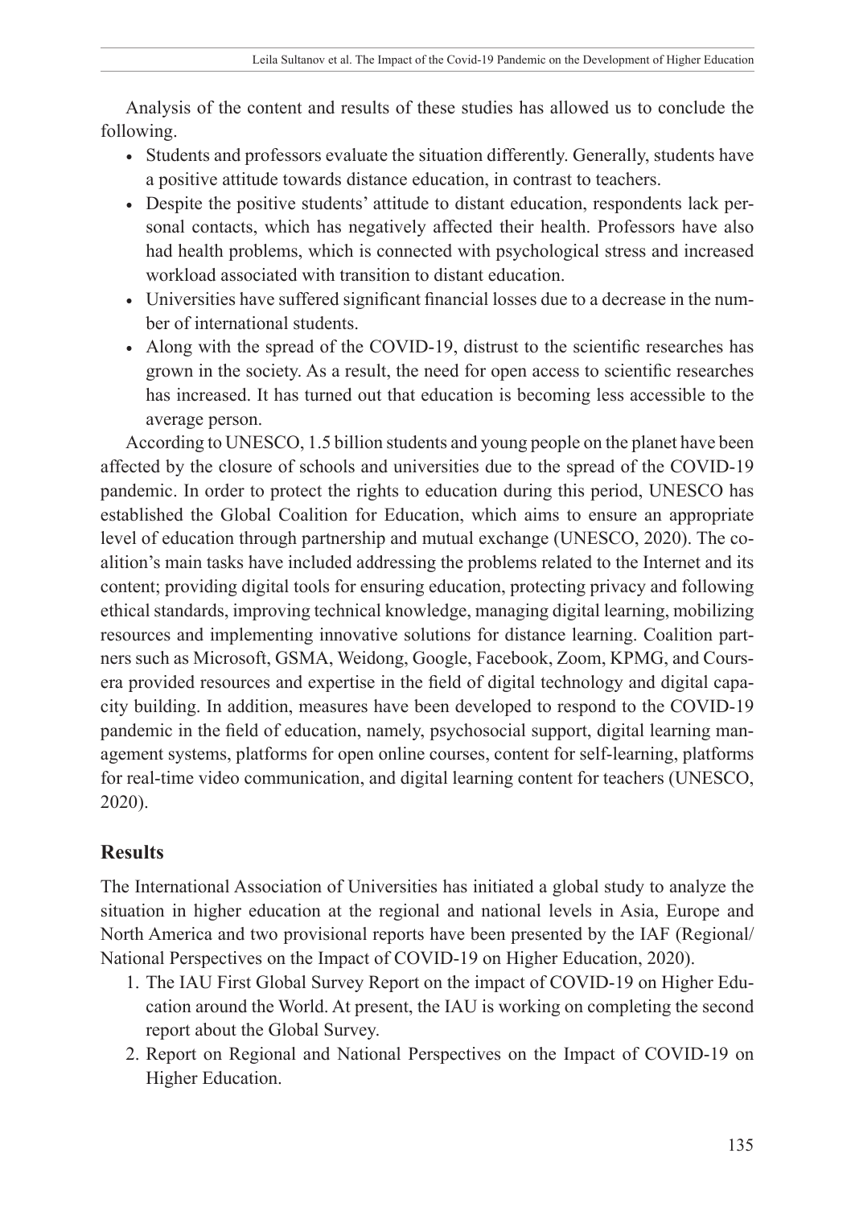Analysis of the content and results of these studies has allowed us to conclude the following.

- Students and professors evaluate the situation differently. Generally, students have a positive attitude towards distance education, in contrast to teachers.
- Despite the positive students' attitude to distant education, respondents lack personal contacts, which has negatively affected their health. Professors have also had health problems, which is connected with psychological stress and increased workload associated with transition to distant education.
- Universities have suffered significant financial losses due to a decrease in the number of international students.
- Along with the spread of the COVID-19, distrust to the scientific researches has grown in the society. As a result, the need for open access to scientific researches has increased. It has turned out that education is becoming less accessible to the average person.

According to UNESCO, 1.5 billion students and young people on the planet have been affected by the closure of schools and universities due to the spread of the COVID-19 pandemic. In order to protect the rights to education during this period, UNESCO has established the Global Coalition for Education, which aims to ensure an appropriate level of education through partnership and mutual exchange (UNESCO, 2020). The coalition's main tasks have included addressing the problems related to the Internet and its content; providing digital tools for ensuring education, protecting privacy and following ethical standards, improving technical knowledge, managing digital learning, mobilizing resources and implementing innovative solutions for distance learning. Coalition partners such as Microsoft, GSMA, Weidong, Google, Facebook, Zoom, KPMG, and Coursera provided resources and expertise in the field of digital technology and digital capacity building. In addition, measures have been developed to respond to the COVID-19 pandemic in the field of education, namely, psychosocial support, digital learning management systems, platforms for open online courses, content for self-learning, platforms for real-time video communication, and digital learning content for teachers (UNESCO, 2020).

## Results

The International Association of Universities has initiated a global study to analyze the situation in higher education at the regional and national levels in Asia, Europe and North America and two provisional reports have been presented by the IAF (Regional/National Perspectives on the Impact of COVID-19 on Higher Education, 2020).

1. The IAU First Global Survey Report on the impact of COVID-19 on Higher Education around the World. At present, the IAU is working on completing the second report about the Global Survey.
2. Report on Regional and National Perspectives on the Impact of COVID-19 on Higher Education.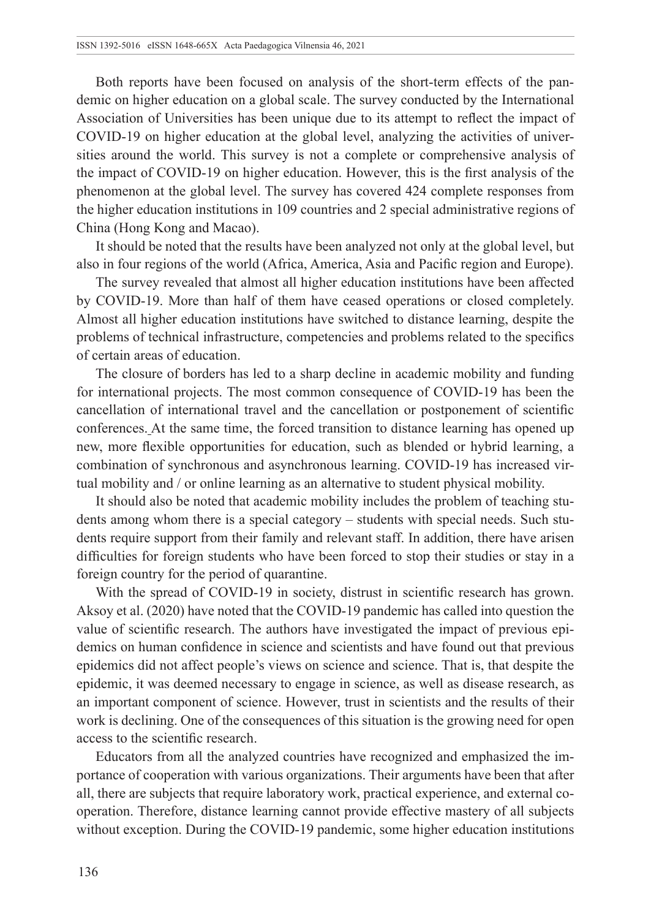Both reports have been focused on analysis of the short-term effects of the pandemic on higher education on a global scale. The survey conducted by the International Association of Universities has been unique due to its attempt to reflect the impact of COVID-19 on higher education at the global level, analyzing the activities of universities around the world. This survey is not a complete or comprehensive analysis of the impact of COVID-19 on higher education. However, this is the first analysis of the phenomenon at the global level. The survey has covered 424 complete responses from the higher education institutions in 109 countries and 2 special administrative regions of China (Hong Kong and Macao).

It should be noted that the results have been analyzed not only at the global level, but also in four regions of the world (Africa, America, Asia and Pacific region and Europe).

The survey revealed that almost all higher education institutions have been affected by COVID-19. More than half of them have ceased operations or closed completely. Almost all higher education institutions have switched to distance learning, despite the problems of technical infrastructure, competencies and problems related to the specifics of certain areas of education.

The closure of borders has led to a sharp decline in academic mobility and funding for international projects. The most common consequence of COVID-19 has been the cancellation of international travel and the cancellation or postponement of scientific conferences. At the same time, the forced transition to distance learning has opened up new, more flexible opportunities for education, such as blended or hybrid learning, a combination of synchronous and asynchronous learning. COVID-19 has increased virtual mobility and / or online learning as an alternative to student physical mobility.

It should also be noted that academic mobility includes the problem of teaching students among whom there is a special category – students with special needs. Such students require support from their family and relevant staff. In addition, there have arisen difficulties for foreign students who have been forced to stop their studies or stay in a foreign country for the period of quarantine.

With the spread of COVID-19 in society, distrust in scientific research has grown. Aksoy et al. (2020) have noted that the COVID-19 pandemic has called into question the value of scientific research. The authors have investigated the impact of previous epidemics on human confidence in science and scientists and have found out that previous epidemics did not affect people's views on science and science. That is, that despite the epidemic, it was deemed necessary to engage in science, as well as disease research, as an important component of science. However, trust in scientists and the results of their work is declining. One of the consequences of this situation is the growing need for open access to the scientific research.

Educators from all the analyzed countries have recognized and emphasized the importance of cooperation with various organizations. Their arguments have been that after all, there are subjects that require laboratory work, practical experience, and external cooperation. Therefore, distance learning cannot provide effective mastery of all subjects without exception. During the COVID-19 pandemic, some higher education institutions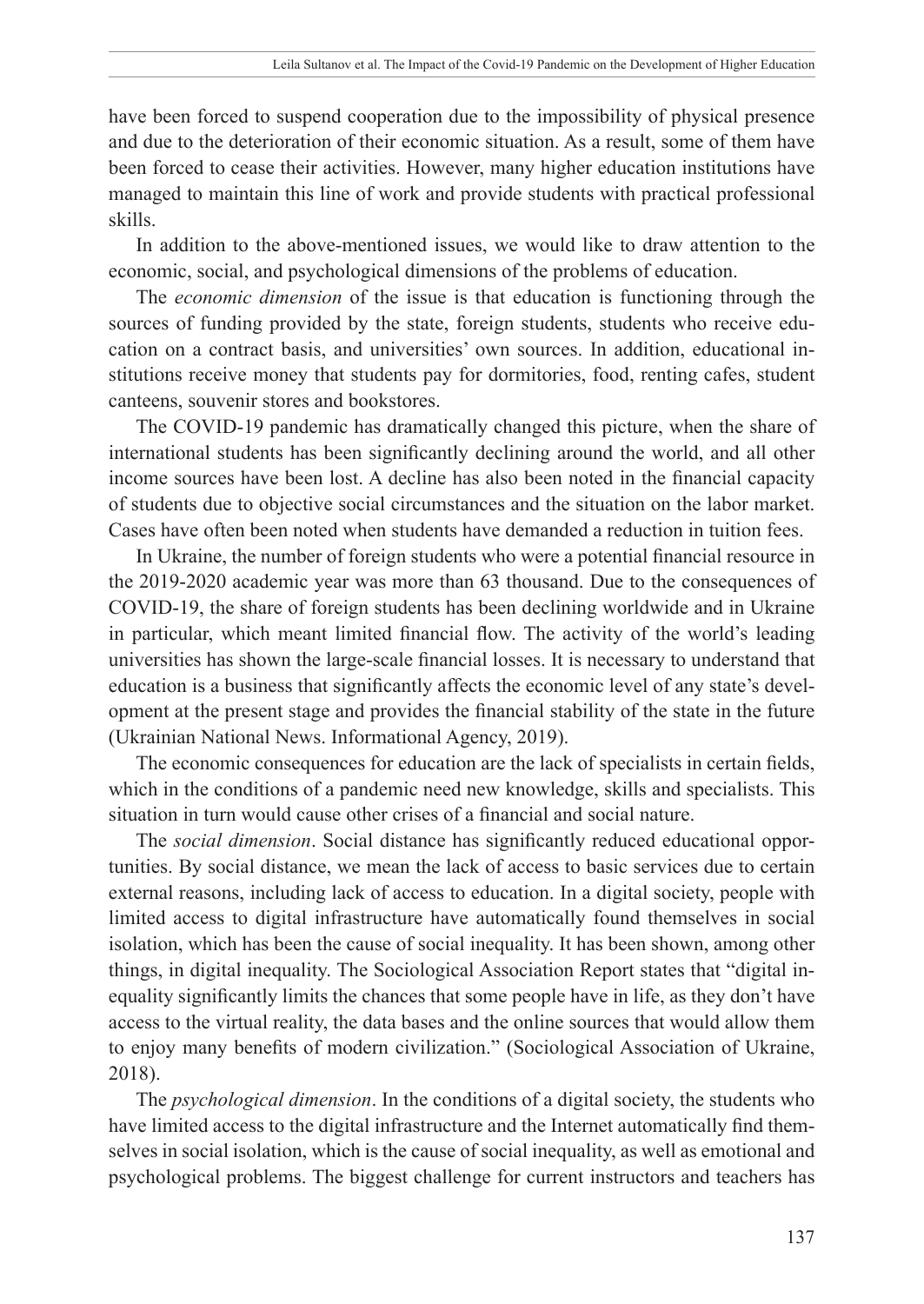have been forced to suspend cooperation due to the impossibility of physical presence and due to the deterioration of their economic situation. As a result, some of them have been forced to cease their activities. However, many higher education institutions have managed to maintain this line of work and provide students with practical professional skills.

In addition to the above-mentioned issues, we would like to draw attention to the economic, social, and psychological dimensions of the problems of education.

The *economic dimension* of the issue is that education is functioning through the sources of funding provided by the state, foreign students, students who receive education on a contract basis, and universities' own sources. In addition, educational institutions receive money that students pay for dormitories, food, renting cafes, student canteens, souvenir stores and bookstores.

The COVID-19 pandemic has dramatically changed this picture, when the share of international students has been significantly declining around the world, and all other income sources have been lost. A decline has also been noted in the financial capacity of students due to objective social circumstances and the situation on the labor market. Cases have often been noted when students have demanded a reduction in tuition fees.

In Ukraine, the number of foreign students who were a potential financial resource in the 2019-2020 academic year was more than 63 thousand. Due to the consequences of COVID-19, the share of foreign students has been declining worldwide and in Ukraine in particular, which meant limited financial flow. The activity of the world's leading universities has shown the large-scale financial losses. It is necessary to understand that education is a business that significantly affects the economic level of any state's development at the present stage and provides the financial stability of the state in the future (Ukrainian National News. Informational Agency, 2019).

The economic consequences for education are the lack of specialists in certain fields, which in the conditions of a pandemic need new knowledge, skills and specialists. This situation in turn would cause other crises of a financial and social nature.

The *social dimension*. Social distance has significantly reduced educational opportunities. By social distance, we mean the lack of access to basic services due to certain external reasons, including lack of access to education. In a digital society, people with limited access to digital infrastructure have automatically found themselves in social isolation, which has been the cause of social inequality. It has been shown, among other things, in digital inequality. The Sociological Association Report states that "digital inequality significantly limits the chances that some people have in life, as they don't have access to the virtual reality, the data bases and the online sources that would allow them to enjoy many benefits of modern civilization." (Sociological Association of Ukraine, 2018).

The *psychological dimension*. In the conditions of a digital society, the students who have limited access to the digital infrastructure and the Internet automatically find themselves in social isolation, which is the cause of social inequality, as well as emotional and psychological problems. The biggest challenge for current instructors and teachers has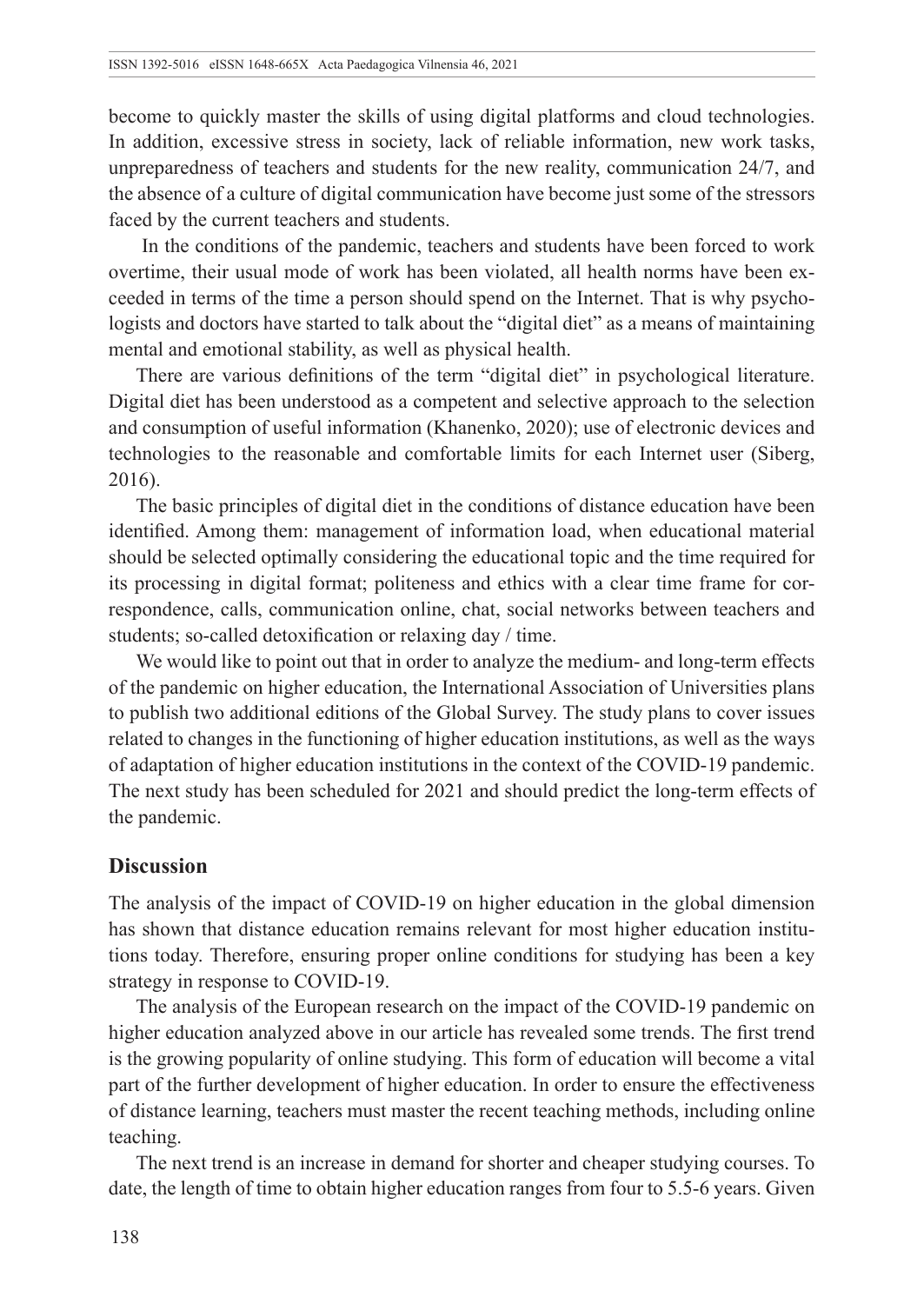become to quickly master the skills of using digital platforms and cloud technologies. In addition, excessive stress in society, lack of reliable information, new work tasks, unpreparedness of teachers and students for the new reality, communication 24/7, and the absence of a culture of digital communication have become just some of the stressors faced by the current teachers and students.

In the conditions of the pandemic, teachers and students have been forced to work overtime, their usual mode of work has been violated, all health norms have been exceeded in terms of the time a person should spend on the Internet. That is why psychologists and doctors have started to talk about the "digital diet" as a means of maintaining mental and emotional stability, as well as physical health.

There are various definitions of the term "digital diet" in psychological literature. Digital diet has been understood as a competent and selective approach to the selection and consumption of useful information (Khanenko, 2020); use of electronic devices and technologies to the reasonable and comfortable limits for each Internet user (Siberg, 2016).

The basic principles of digital diet in the conditions of distance education have been identified. Among them: management of information load, when educational material should be selected optimally considering the educational topic and the time required for its processing in digital format; politeness and ethics with a clear time frame for correspondence, calls, communication online, chat, social networks between teachers and students; so-called detoxification or relaxing day / time.

We would like to point out that in order to analyze the medium- and long-term effects of the pandemic on higher education, the International Association of Universities plans to publish two additional editions of the Global Survey. The study plans to cover issues related to changes in the functioning of higher education institutions, as well as the ways of adaptation of higher education institutions in the context of the COVID-19 pandemic. The next study has been scheduled for 2021 and should predict the long-term effects of the pandemic.

## Discussion

The analysis of the impact of COVID-19 on higher education in the global dimension has shown that distance education remains relevant for most higher education institutions today. Therefore, ensuring proper online conditions for studying has been a key strategy in response to COVID-19.

The analysis of the European research on the impact of the COVID-19 pandemic on higher education analyzed above in our article has revealed some trends. The first trend is the growing popularity of online studying. This form of education will become a vital part of the further development of higher education. In order to ensure the effectiveness of distance learning, teachers must master the recent teaching methods, including online teaching.

The next trend is an increase in demand for shorter and cheaper studying courses. To date, the length of time to obtain higher education ranges from four to 5.5-6 years. Given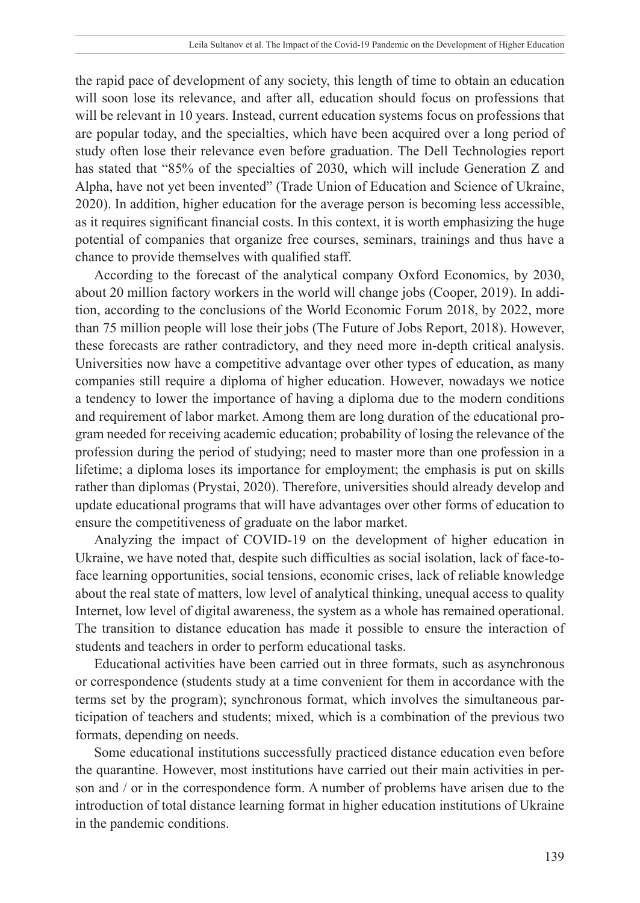the rapid pace of development of any society, this length of time to obtain an education will soon lose its relevance, and after all, education should focus on professions that will be relevant in 10 years. Instead, current education systems focus on professions that are popular today, and the specialties, which have been acquired over a long period of study often lose their relevance even before graduation. The Dell Technologies report has stated that "85% of the specialties of 2030, which will include Generation Z and Alpha, have not yet been invented" (Trade Union of Education and Science of Ukraine, 2020). In addition, higher education for the average person is becoming less accessible, as it requires significant financial costs. In this context, it is worth emphasizing the huge potential of companies that organize free courses, seminars, trainings and thus have a chance to provide themselves with qualified staff.

According to the forecast of the analytical company Oxford Economics, by 2030, about 20 million factory workers in the world will change jobs (Cooper, 2019). In addition, according to the conclusions of the World Economic Forum 2018, by 2022, more than 75 million people will lose their jobs (The Future of Jobs Report, 2018). However, these forecasts are rather contradictory, and they need more in-depth critical analysis. Universities now have a competitive advantage over other types of education, as many companies still require a diploma of higher education. However, nowadays we notice a tendency to lower the importance of having a diploma due to the modern conditions and requirement of labor market. Among them are long duration of the educational program needed for receiving academic education; probability of losing the relevance of the profession during the period of studying; need to master more than one profession in a lifetime; a diploma loses its importance for employment; the emphasis is put on skills rather than diplomas (Prystai, 2020). Therefore, universities should already develop and update educational programs that will have advantages over other forms of education to ensure the competitiveness of graduate on the labor market.

Analyzing the impact of COVID-19 on the development of higher education in Ukraine, we have noted that, despite such difficulties as social isolation, lack of face-to-face learning opportunities, social tensions, economic crises, lack of reliable knowledge about the real state of matters, low level of analytical thinking, unequal access to quality Internet, low level of digital awareness, the system as a whole has remained operational. The transition to distance education has made it possible to ensure the interaction of students and teachers in order to perform educational tasks.

Educational activities have been carried out in three formats, such as asynchronous or correspondence (students study at a time convenient for them in accordance with the terms set by the program); synchronous format, which involves the simultaneous participation of teachers and students; mixed, which is a combination of the previous two formats, depending on needs.

Some educational institutions successfully practiced distance education even before the quarantine. However, most institutions have carried out their main activities in person and / or in the correspondence form. A number of problems have arisen due to the introduction of total distance learning format in higher education institutions of Ukraine in the pandemic conditions.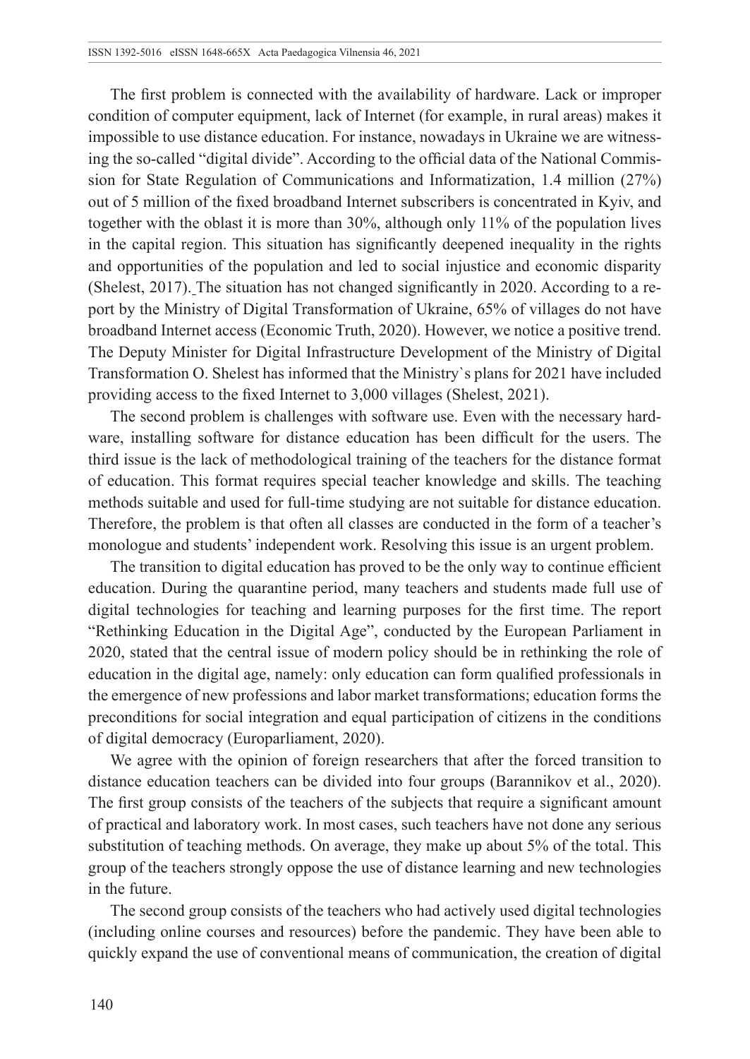The first problem is connected with the availability of hardware. Lack or improper condition of computer equipment, lack of Internet (for example, in rural areas) makes it impossible to use distance education. For instance, nowadays in Ukraine we are witnessing the so-called "digital divide". According to the official data of the National Commission for State Regulation of Communications and Informatization, 1.4 million (27%) out of 5 million of the fixed broadband Internet subscribers is concentrated in Kyiv, and together with the oblast it is more than 30%, although only 11% of the population lives in the capital region. This situation has significantly deepened inequality in the rights and opportunities of the population and led to social injustice and economic disparity (Shelest, 2017). The situation has not changed significantly in 2020. According to a report by the Ministry of Digital Transformation of Ukraine, 65% of villages do not have broadband Internet access (Economic Truth, 2020). However, we notice a positive trend. The Deputy Minister for Digital Infrastructure Development of the Ministry of Digital Transformation O. Shelest has informed that the Ministry`s plans for 2021 have included providing access to the fixed Internet to 3,000 villages (Shelest, 2021).

The second problem is challenges with software use. Even with the necessary hardware, installing software for distance education has been difficult for the users. The third issue is the lack of methodological training of the teachers for the distance format of education. This format requires special teacher knowledge and skills. The teaching methods suitable and used for full-time studying are not suitable for distance education. Therefore, the problem is that often all classes are conducted in the form of a teacher's monologue and students' independent work. Resolving this issue is an urgent problem.

The transition to digital education has proved to be the only way to continue efficient education. During the quarantine period, many teachers and students made full use of digital technologies for teaching and learning purposes for the first time. The report "Rethinking Education in the Digital Age", conducted by the European Parliament in 2020, stated that the central issue of modern policy should be in rethinking the role of education in the digital age, namely: only education can form qualified professionals in the emergence of new professions and labor market transformations; education forms the preconditions for social integration and equal participation of citizens in the conditions of digital democracy (Europarliament, 2020).

We agree with the opinion of foreign researchers that after the forced transition to distance education teachers can be divided into four groups (Barannikov et al., 2020). The first group consists of the teachers of the subjects that require a significant amount of practical and laboratory work. In most cases, such teachers have not done any serious substitution of teaching methods. On average, they make up about 5% of the total. This group of the teachers strongly oppose the use of distance learning and new technologies in the future.

The second group consists of the teachers who had actively used digital technologies (including online courses and resources) before the pandemic. They have been able to quickly expand the use of conventional means of communication, the creation of digital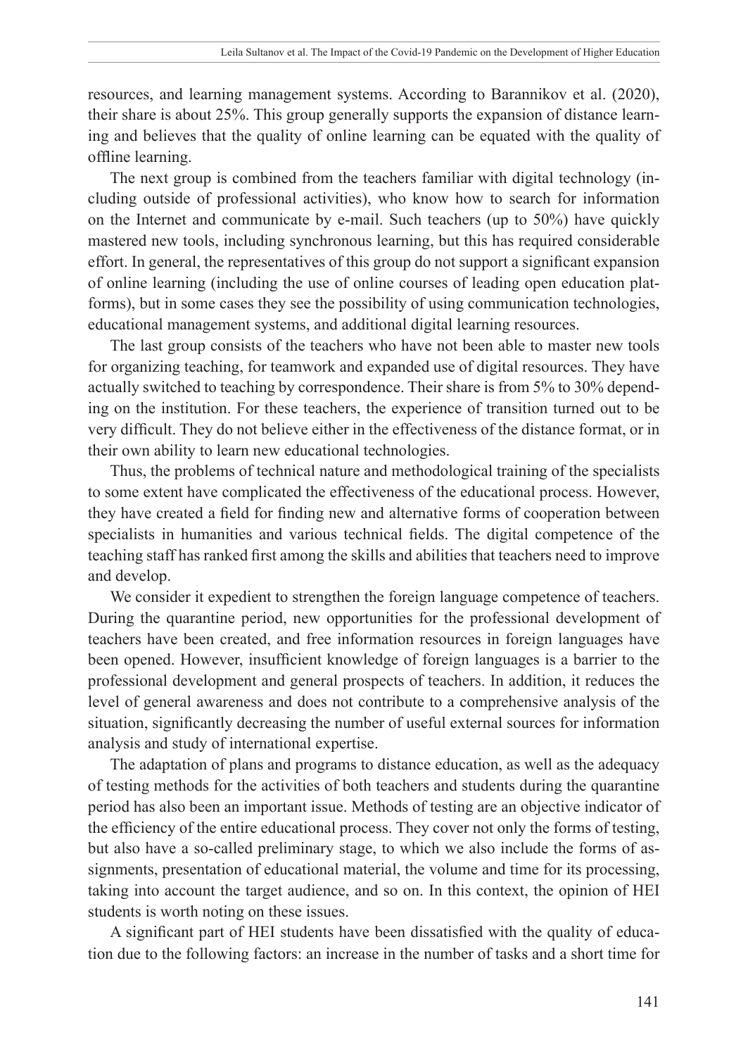resources, and learning management systems. According to Barannikov et al. (2020), their share is about 25%. This group generally supports the expansion of distance learning and believes that the quality of online learning can be equated with the quality of offline learning.

The next group is combined from the teachers familiar with digital technology (including outside of professional activities), who know how to search for information on the Internet and communicate by e-mail. Such teachers (up to 50%) have quickly mastered new tools, including synchronous learning, but this has required considerable effort. In general, the representatives of this group do not support a significant expansion of online learning (including the use of online courses of leading open education platforms), but in some cases they see the possibility of using communication technologies, educational management systems, and additional digital learning resources.

The last group consists of the teachers who have not been able to master new tools for organizing teaching, for teamwork and expanded use of digital resources. They have actually switched to teaching by correspondence. Their share is from 5% to 30% depending on the institution. For these teachers, the experience of transition turned out to be very difficult. They do not believe either in the effectiveness of the distance format, or in their own ability to learn new educational technologies.

Thus, the problems of technical nature and methodological training of the specialists to some extent have complicated the effectiveness of the educational process. However, they have created a field for finding new and alternative forms of cooperation between specialists in humanities and various technical fields. The digital competence of the teaching staff has ranked first among the skills and abilities that teachers need to improve and develop.

We consider it expedient to strengthen the foreign language competence of teachers. During the quarantine period, new opportunities for the professional development of teachers have been created, and free information resources in foreign languages have been opened. However, insufficient knowledge of foreign languages is a barrier to the professional development and general prospects of teachers. In addition, it reduces the level of general awareness and does not contribute to a comprehensive analysis of the situation, significantly decreasing the number of useful external sources for information analysis and study of international expertise.

The adaptation of plans and programs to distance education, as well as the adequacy of testing methods for the activities of both teachers and students during the quarantine period has also been an important issue. Methods of testing are an objective indicator of the efficiency of the entire educational process. They cover not only the forms of testing, but also have a so-called preliminary stage, to which we also include the forms of assignments, presentation of educational material, the volume and time for its processing, taking into account the target audience, and so on. In this context, the opinion of HEI students is worth noting on these issues.

A significant part of HEI students have been dissatisfied with the quality of education due to the following factors: an increase in the number of tasks and a short time for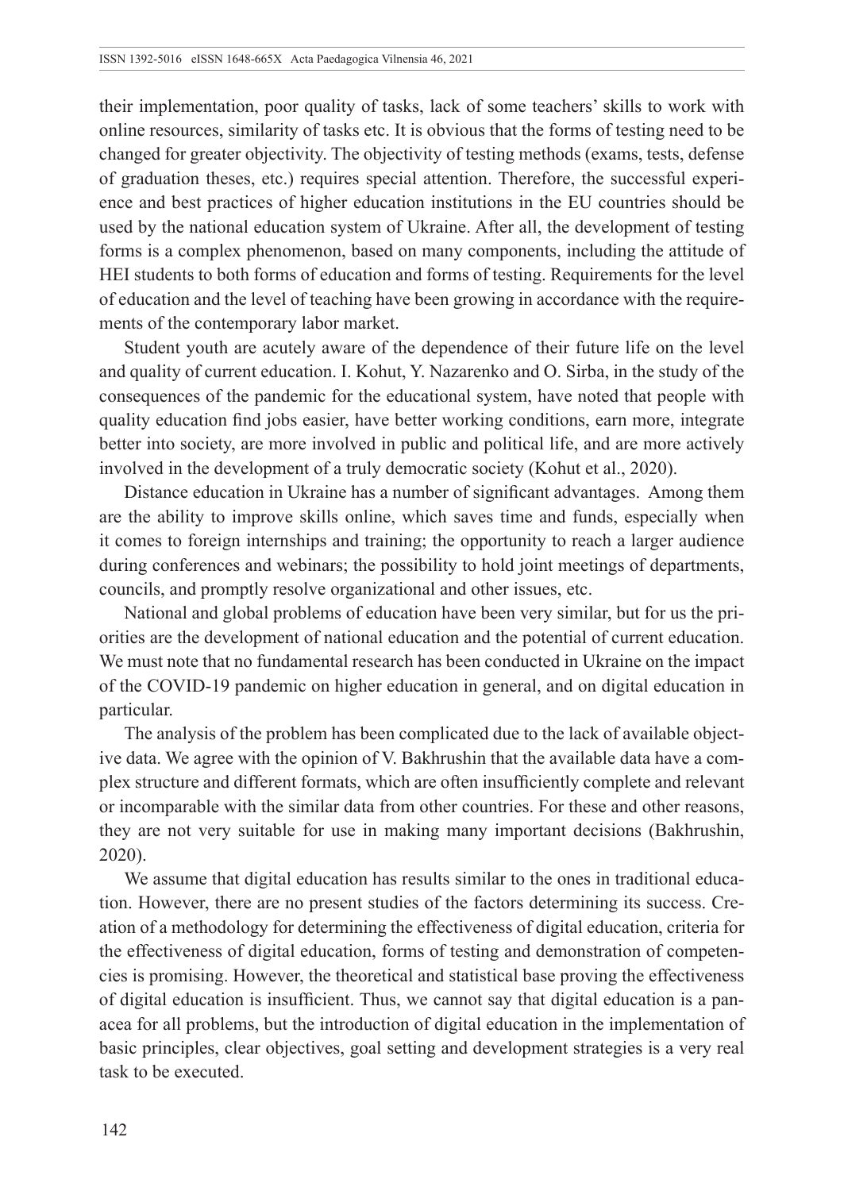their implementation, poor quality of tasks, lack of some teachers' skills to work with online resources, similarity of tasks etc. It is obvious that the forms of testing need to be changed for greater objectivity. The objectivity of testing methods (exams, tests, defense of graduation theses, etc.) requires special attention. Therefore, the successful experience and best practices of higher education institutions in the EU countries should be used by the national education system of Ukraine. After all, the development of testing forms is a complex phenomenon, based on many components, including the attitude of HEI students to both forms of education and forms of testing. Requirements for the level of education and the level of teaching have been growing in accordance with the requirements of the contemporary labor market.

Student youth are acutely aware of the dependence of their future life on the level and quality of current education. I. Kohut, Y. Nazarenko and O. Sirba, in the study of the consequences of the pandemic for the educational system, have noted that people with quality education find jobs easier, have better working conditions, earn more, integrate better into society, are more involved in public and political life, and are more actively involved in the development of a truly democratic society (Kohut et al., 2020).

Distance education in Ukraine has a number of significant advantages. Among them are the ability to improve skills online, which saves time and funds, especially when it comes to foreign internships and training; the opportunity to reach a larger audience during conferences and webinars; the possibility to hold joint meetings of departments, councils, and promptly resolve organizational and other issues, etc.

National and global problems of education have been very similar, but for us the priorities are the development of national education and the potential of current education. We must note that no fundamental research has been conducted in Ukraine on the impact of the COVID-19 pandemic on higher education in general, and on digital education in particular.

The analysis of the problem has been complicated due to the lack of available objective data. We agree with the opinion of V. Bakhrushin that the available data have a complex structure and different formats, which are often insufficiently complete and relevant or incomparable with the similar data from other countries. For these and other reasons, they are not very suitable for use in making many important decisions (Bakhrushin, 2020).

We assume that digital education has results similar to the ones in traditional education. However, there are no present studies of the factors determining its success. Creation of a methodology for determining the effectiveness of digital education, criteria for the effectiveness of digital education, forms of testing and demonstration of competencies is promising. However, the theoretical and statistical base proving the effectiveness of digital education is insufficient. Thus, we cannot say that digital education is a panacea for all problems, but the introduction of digital education in the implementation of basic principles, clear objectives, goal setting and development strategies is a very real task to be executed.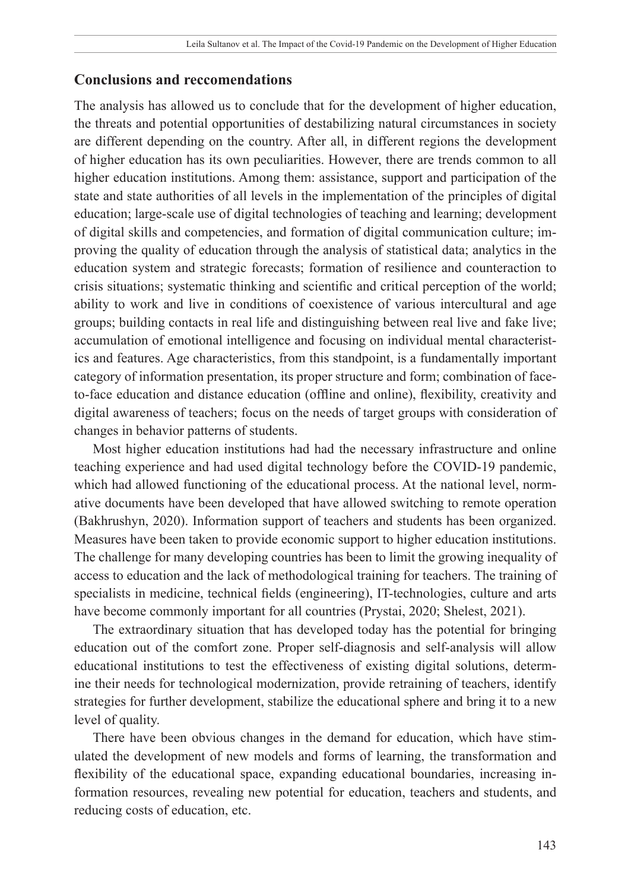## Conclusions and reccomendations

The analysis has allowed us to conclude that for the development of higher education, the threats and potential opportunities of destabilizing natural circumstances in society are different depending on the country. After all, in different regions the development of higher education has its own peculiarities. However, there are trends common to all higher education institutions. Among them: assistance, support and participation of the state and state authorities of all levels in the implementation of the principles of digital education; large-scale use of digital technologies of teaching and learning; development of digital skills and competencies, and formation of digital communication culture; improving the quality of education through the analysis of statistical data; analytics in the education system and strategic forecasts; formation of resilience and counteraction to crisis situations; systematic thinking and scientific and critical perception of the world; ability to work and live in conditions of coexistence of various intercultural and age groups; building contacts in real life and distinguishing between real live and fake live; accumulation of emotional intelligence and focusing on individual mental characteristics and features. Age characteristics, from this standpoint, is a fundamentally important category of information presentation, its proper structure and form; combination of face-to-face education and distance education (offline and online), flexibility, creativity and digital awareness of teachers; focus on the needs of target groups with consideration of changes in behavior patterns of students.

Most higher education institutions had had the necessary infrastructure and online teaching experience and had used digital technology before the COVID-19 pandemic, which had allowed functioning of the educational process. At the national level, normative documents have been developed that have allowed switching to remote operation (Bakhrushyn, 2020). Information support of teachers and students has been organized. Measures have been taken to provide economic support to higher education institutions. The challenge for many developing countries has been to limit the growing inequality of access to education and the lack of methodological training for teachers. The training of specialists in medicine, technical fields (engineering), IT-technologies, culture and arts have become commonly important for all countries (Prystai, 2020; Shelest, 2021).

The extraordinary situation that has developed today has the potential for bringing education out of the comfort zone. Proper self-diagnosis and self-analysis will allow educational institutions to test the effectiveness of existing digital solutions, determine their needs for technological modernization, provide retraining of teachers, identify strategies for further development, stabilize the educational sphere and bring it to a new level of quality.

There have been obvious changes in the demand for education, which have stimulated the development of new models and forms of learning, the transformation and flexibility of the educational space, expanding educational boundaries, increasing information resources, revealing new potential for education, teachers and students, and reducing costs of education, etc.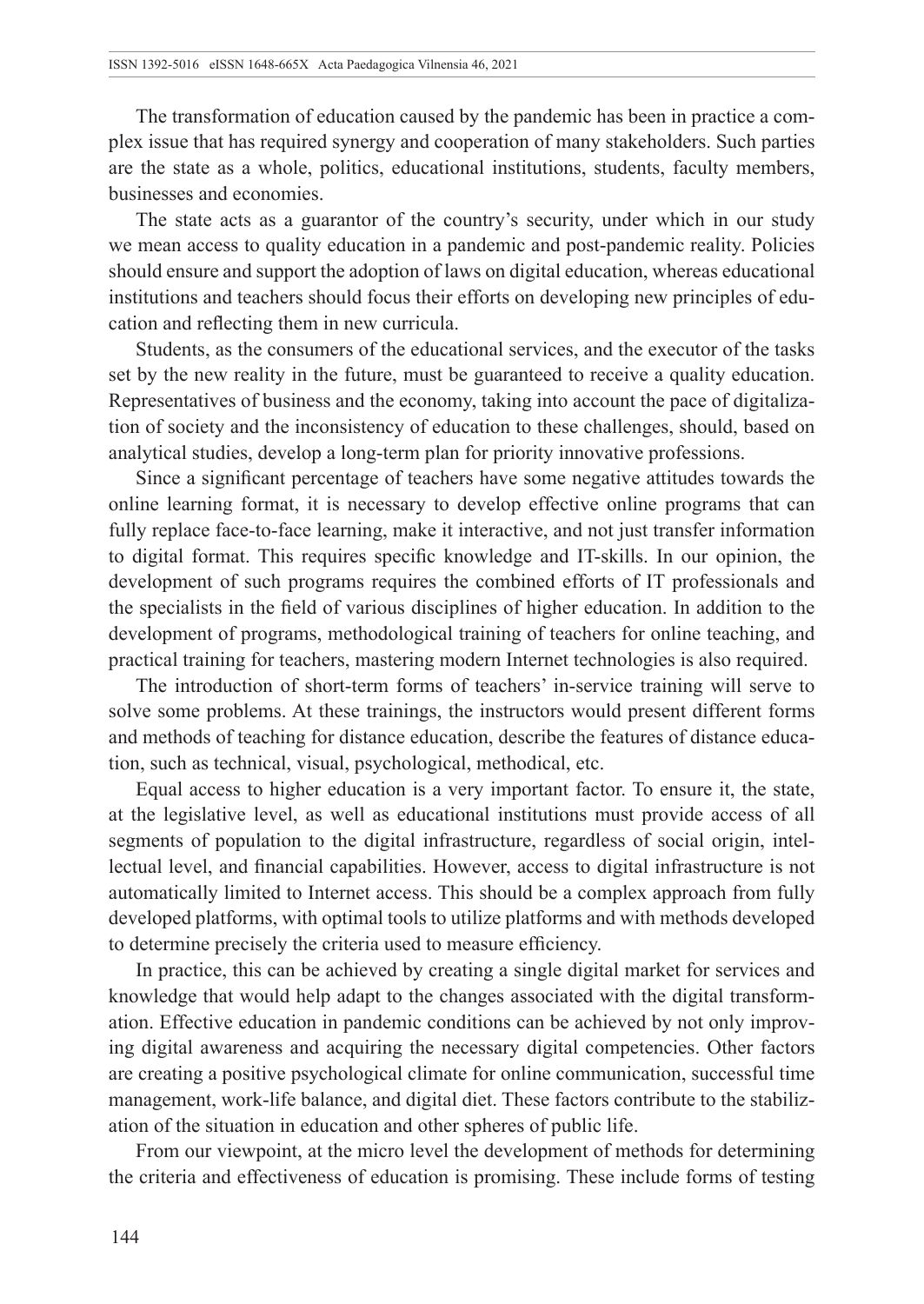The transformation of education caused by the pandemic has been in practice a complex issue that has required synergy and cooperation of many stakeholders. Such parties are the state as a whole, politics, educational institutions, students, faculty members, businesses and economies.

The state acts as a guarantor of the country's security, under which in our study we mean access to quality education in a pandemic and post-pandemic reality. Policies should ensure and support the adoption of laws on digital education, whereas educational institutions and teachers should focus their efforts on developing new principles of education and reflecting them in new curricula.

Students, as the consumers of the educational services, and the executor of the tasks set by the new reality in the future, must be guaranteed to receive a quality education. Representatives of business and the economy, taking into account the pace of digitalization of society and the inconsistency of education to these challenges, should, based on analytical studies, develop a long-term plan for priority innovative professions.

Since a significant percentage of teachers have some negative attitudes towards the online learning format, it is necessary to develop effective online programs that can fully replace face-to-face learning, make it interactive, and not just transfer information to digital format. This requires specific knowledge and IT-skills. In our opinion, the development of such programs requires the combined efforts of IT professionals and the specialists in the field of various disciplines of higher education. In addition to the development of programs, methodological training of teachers for online teaching, and practical training for teachers, mastering modern Internet technologies is also required.

The introduction of short-term forms of teachers' in-service training will serve to solve some problems. At these trainings, the instructors would present different forms and methods of teaching for distance education, describe the features of distance education, such as technical, visual, psychological, methodical, etc.

Equal access to higher education is a very important factor. To ensure it, the state, at the legislative level, as well as educational institutions must provide access of all segments of population to the digital infrastructure, regardless of social origin, intellectual level, and financial capabilities. However, access to digital infrastructure is not automatically limited to Internet access. This should be a complex approach from fully developed platforms, with optimal tools to utilize platforms and with methods developed to determine precisely the criteria used to measure efficiency.

In practice, this can be achieved by creating a single digital market for services and knowledge that would help adapt to the changes associated with the digital transformation. Effective education in pandemic conditions can be achieved by not only improving digital awareness and acquiring the necessary digital competencies. Other factors are creating a positive psychological climate for online communication, successful time management, work-life balance, and digital diet. These factors contribute to the stabilization of the situation in education and other spheres of public life.

From our viewpoint, at the micro level the development of methods for determining the criteria and effectiveness of education is promising. These include forms of testing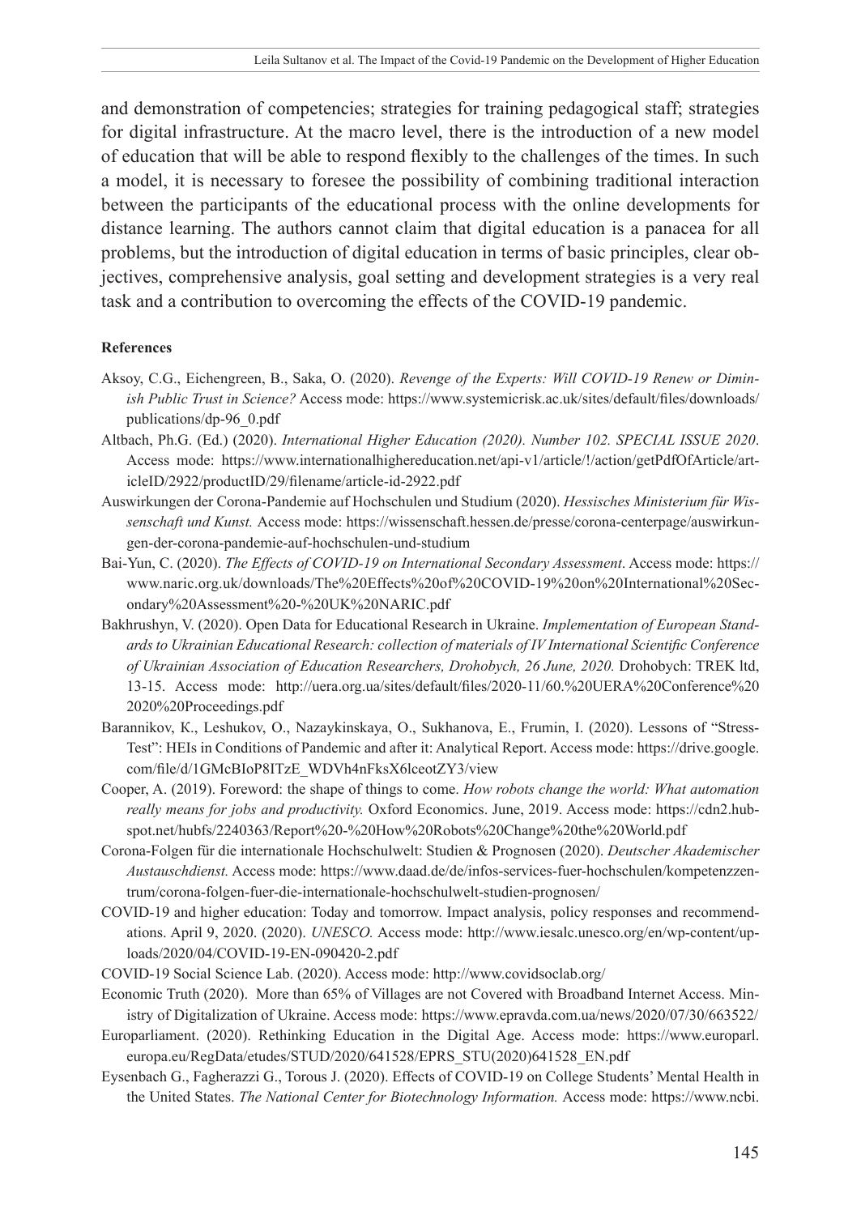and demonstration of competencies; strategies for training pedagogical staff; strategies for digital infrastructure. At the macro level, there is the introduction of a new model of education that will be able to respond flexibly to the challenges of the times. In such a model, it is necessary to foresee the possibility of combining traditional interaction between the participants of the educational process with the online developments for distance learning. The authors cannot claim that digital education is a panacea for all problems, but the introduction of digital education in terms of basic principles, clear objectives, comprehensive analysis, goal setting and development strategies is a very real task and a contribution to overcoming the effects of the COVID-19 pandemic.

**References**

Aksoy, C.G., Eichengreen, B., Saka, O. (2020). *Revenge of the Experts: Will COVID-19 Renew or Diminish Public Trust in Science?* Access mode: https://www.systemicrisk.ac.uk/sites/default/files/downloads/publications/dp-96_0.pdf

Altbach, Ph.G. (Ed.) (2020). *International Higher Education (2020). Number 102. SPECIAL ISSUE 2020*. Access mode: https://www.internationalhighereducation.net/api-v1/article/!/action/getPdfOfArticle/articleID/2922/productID/29/filename/article-id-2922.pdf

Auswirkungen der Corona-Pandemie auf Hochschulen und Studium (2020). *Hessisches Ministerium für Wissenschaft und Kunst.* Access mode: https://wissenschaft.hessen.de/presse/corona-centerpage/auswirkungen-der-corona-pandemie-auf-hochschulen-und-studium

Bai-Yun, C. (2020). *The Effects of COVID-19 on International Secondary Assessment*. Access mode: https://www.naric.org.uk/downloads/The%20Effects%20of%20COVID-19%20on%20International%20Secondary%20Assessment%20-%20UK%20NARIC.pdf

Bakhrushyn, V. (2020). Open Data for Educational Research in Ukraine. *Implementation of European Standards to Ukrainian Educational Research: collection of materials of IV International Scientific Conference of Ukrainian Association of Education Researchers, Drohobych, 26 June, 2020.* Drohobych: TREK ltd, 13-15. Access mode: http://uera.org.ua/sites/default/files/2020-11/60.%20UERA%20Conference%202020%20Proceedings.pdf

Barannikov, K., Leshukov, O., Nazaykinskaya, O., Sukhanova, E., Frumin, I. (2020). Lessons of "Stress-Test": HEIs in Conditions of Pandemic and after it: Analytical Report. Access mode: https://drive.google.com/file/d/1GMcBIoP8ITzE_WDVh4nFksX6lceotZY3/view

Cooper, A. (2019). Foreword: the shape of things to come. *How robots change the world: What automation really means for jobs and productivity.* Oxford Economics. June, 2019. Access mode: https://cdn2.hubspot.net/hubfs/2240363/Report%20-%20How%20Robots%20Change%20the%20World.pdf

Corona-Folgen für die internationale Hochschulwelt: Studien & Prognosen (2020). *Deutscher Akademischer Austauschdienst.* Access mode: https://www.daad.de/de/infos-services-fuer-hochschulen/kompetenzzentrum/corona-folgen-fuer-die-internationale-hochschulwelt-studien-prognosen/

COVID-19 and higher education: Today and tomorrow. Impact analysis, policy responses and recommendations. April 9, 2020. (2020). *UNESCO.* Access mode: http://www.iesalc.unesco.org/en/wp-content/uploads/2020/04/COVID-19-EN-090420-2.pdf

COVID-19 Social Science Lab. (2020). Access mode: http://www.covidsoclab.org/

Economic Truth (2020). More than 65% of Villages are not Covered with Broadband Internet Access. Ministry of Digitalization of Ukraine. Access mode: https://www.epravda.com.ua/news/2020/07/30/663522/

Europarliament. (2020). Rethinking Education in the Digital Age. Access mode: https://www.europarl.europa.eu/RegData/etudes/STUD/2020/641528/EPRS_STU(2020)641528_EN.pdf

Eysenbach G., Fagherazzi G., Torous J. (2020). Effects of COVID-19 on College Students' Mental Health in the United States. *The National Center for Biotechnology Information.* Access mode: https://www.ncbi.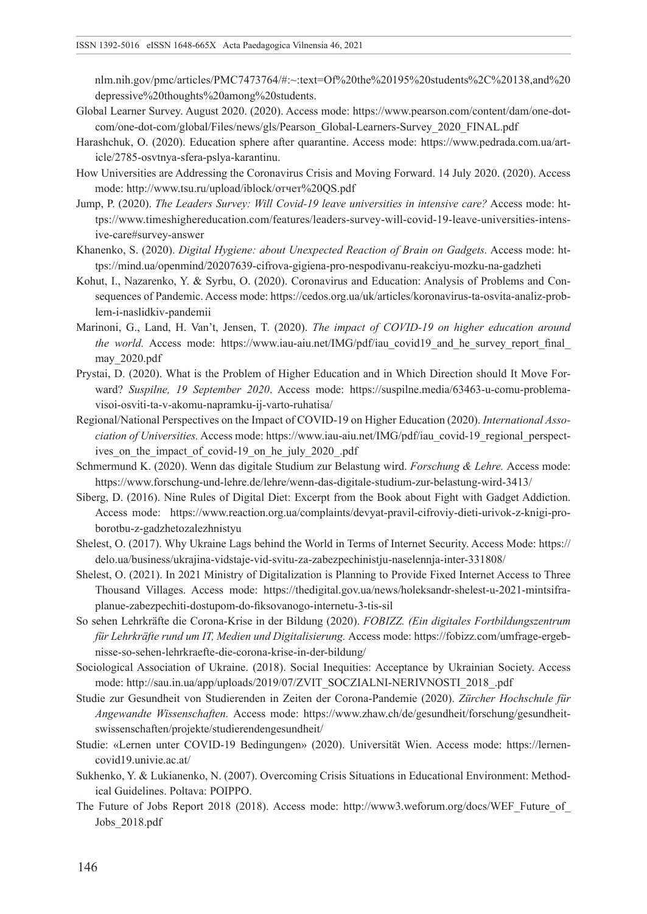nlm.nih.gov/pmc/articles/PMC7473764/#:~:text=Of%20the%20195%20students%2C%20138,and%20 depressive%20thoughts%20among%20students.

Global Learner Survey. August 2020. (2020). Access mode: https://www.pearson.com/content/dam/one-dot-com/one-dot-com/global/Files/news/gls/Pearson_Global-Learners-Survey_2020_FINAL.pdf

Harashchuk, O. (2020). Education sphere after quarantine. Access mode: https://www.pedrada.com.ua/article/2785-osvtnya-sfera-pslya-karantinu.

How Universities are Addressing the Coronavirus Crisis and Moving Forward. 14 July 2020. (2020). Access mode: http://www.tsu.ru/upload/iblock/отчет%20QS.pdf

Jump, P. (2020). *The Leaders Survey: Will Covid-19 leave universities in intensive care?* Access mode: https://www.timeshighereducation.com/features/leaders-survey-will-covid-19-leave-universities-intensive-care#survey-answer

Khanenko, S. (2020). *Digital Hygiene: about Unexpected Reaction of Brain on Gadgets.* Access mode: https://mind.ua/openmind/20207639-cifrova-gigiena-pro-nespodivanu-reakciyu-mozku-na-gadzheti

Kohut, I., Nazarenko, Y. & Syrbu, O. (2020). Coronavirus and Education: Analysis of Problems and Consequences of Pandemic. Access mode: https://cedos.org.ua/uk/articles/koronavirus-ta-osvita-analiz-problem-i-naslidkiv-pandemii

Marinoni, G., Land, H. Van't, Jensen, T. (2020). *The impact of COVID-19 on higher education around the world.* Access mode: https://www.iau-aiu.net/IMG/pdf/iau_covid19_and_he_survey_report_final_may_2020.pdf

Prystai, D. (2020). What is the Problem of Higher Education and in Which Direction should It Move Forward? *Suspilne, 19 September 2020*. Access mode: https://suspilne.media/63463-u-comu-problema-visoi-osviti-ta-v-akomu-napramku-ij-varto-ruhatisa/

Regional/National Perspectives on the Impact of COVID-19 on Higher Education (2020). *International Association of Universities.* Access mode: https://www.iau-aiu.net/IMG/pdf/iau_covid-19_regional_perspectives_on_the_impact_of_covid-19_on_he_july_2020_.pdf

Schmermund K. (2020). Wenn das digitale Studium zur Belastung wird. *Forschung & Lehre.* Access mode: https://www.forschung-und-lehre.de/lehre/wenn-das-digitale-studium-zur-belastung-wird-3413/

Siberg, D. (2016). Nine Rules of Digital Diet: Excerpt from the Book about Fight with Gadget Addiction. Access mode: https://www.reaction.org.ua/complaints/devyat-pravil-cifroviy-dieti-urivok-z-knigi-proborotbu-z-gadzhetozalezhnistyu

Shelest, O. (2017). Why Ukraine Lags behind the World in Terms of Internet Security. Access Mode: https://delo.ua/business/ukrajina-vidstaje-vid-svitu-za-zabezpechinistju-naselennja-inter-331808/

Shelest, O. (2021). In 2021 Ministry of Digitalization is Planning to Provide Fixed Internet Access to Three Thousand Villages. Access mode: https://thedigital.gov.ua/news/holeksandr-shelest-u-2021-mintsifraplanue-zabezpechiti-dostupom-do-fiksovanogo-internetu-3-tis-sil

So sehen Lehrkräfte die Corona-Krise in der Bildung (2020). *FOBIZZ. (Ein digitales Fortbildungszentrum für Lehrkräfte rund um IT, Medien und Digitalisierung.* Access mode: https://fobizz.com/umfrage-ergebnisse-so-sehen-lehrkraefte-die-corona-krise-in-der-bildung/

Sociological Association of Ukraine. (2018). Social Inequities: Acceptance by Ukrainian Society. Access mode: http://sau.in.ua/app/uploads/2019/07/ZVIT_SOCZIALNI-NERIVNOSTI_2018_.pdf

Studie zur Gesundheit von Studierenden in Zeiten der Corona-Pandemie (2020). *Zürcher Hochschule für Angewandte Wissenschaften.* Access mode: https://www.zhaw.ch/de/gesundheit/forschung/gesundheitswissenschaften/projekte/studierendengesundheit/

Studie: «Lernen unter COVID-19 Bedingungen» (2020). Universität Wien. Access mode: https://lernencovid19.univie.ac.at/

Sukhenko, Y. & Lukianenko, N. (2007). Overcoming Crisis Situations in Educational Environment: Methodical Guidelines. Poltava: POIPPO.

The Future of Jobs Report 2018 (2018). Access mode: http://www3.weforum.org/docs/WEF_Future_of_Jobs_2018.pdf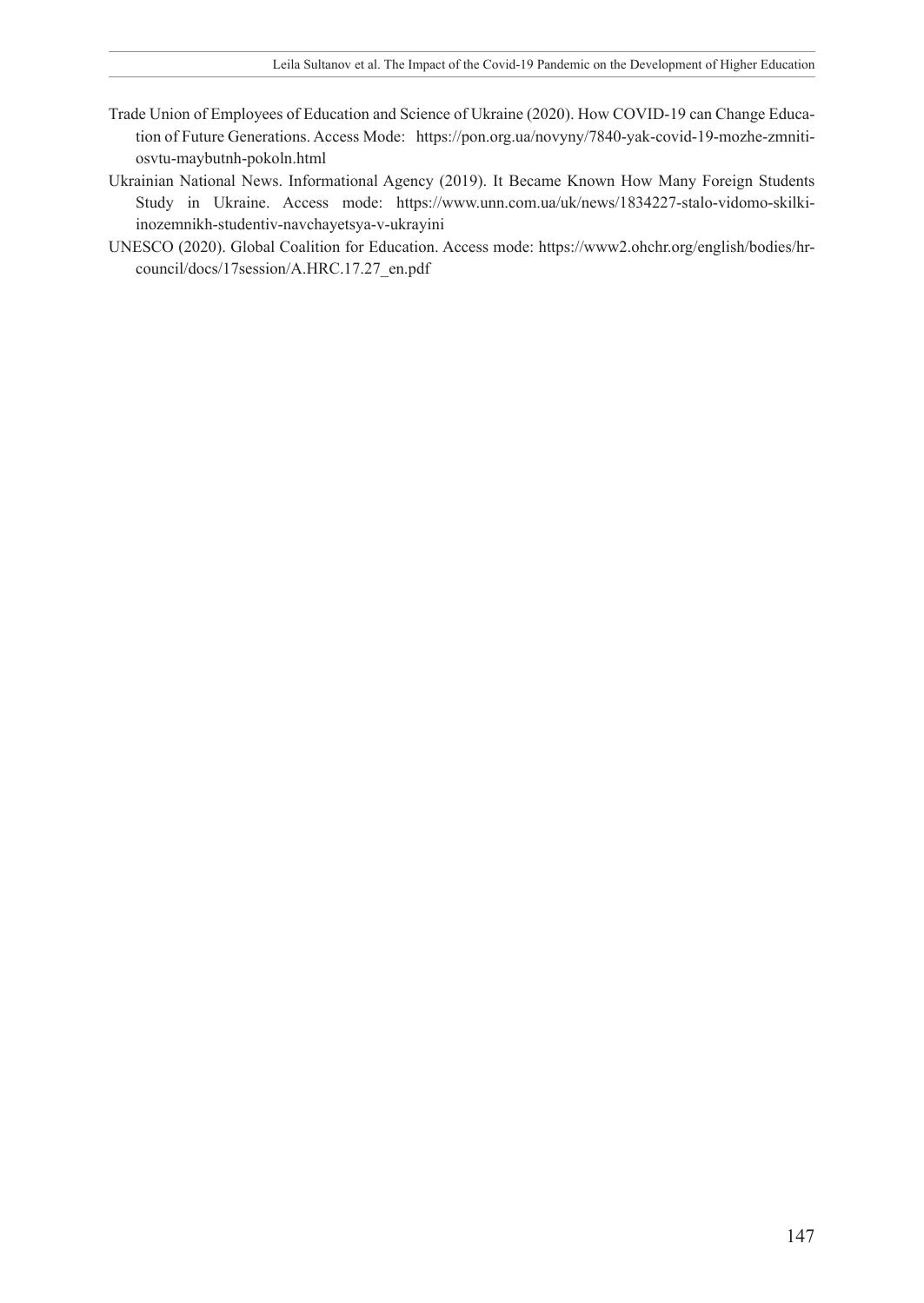Trade Union of Employees of Education and Science of Ukraine (2020). How COVID-19 can Change Education of Future Generations. Access Mode: https://pon.org.ua/novyny/7840-yak-covid-19-mozhe-zmniti-osvtu-maybutnh-pokoln.html

Ukrainian National News. Informational Agency (2019). It Became Known How Many Foreign Students Study in Ukraine. Access mode: https://www.unn.com.ua/uk/news/1834227-stalo-vidomo-skilki-inozemnikh-studentiv-navchayetsya-v-ukrayini

UNESCO (2020). Global Coalition for Education. Access mode: https://www2.ohchr.org/english/bodies/hrcouncil/docs/17session/A.HRC.17.27_en.pdf